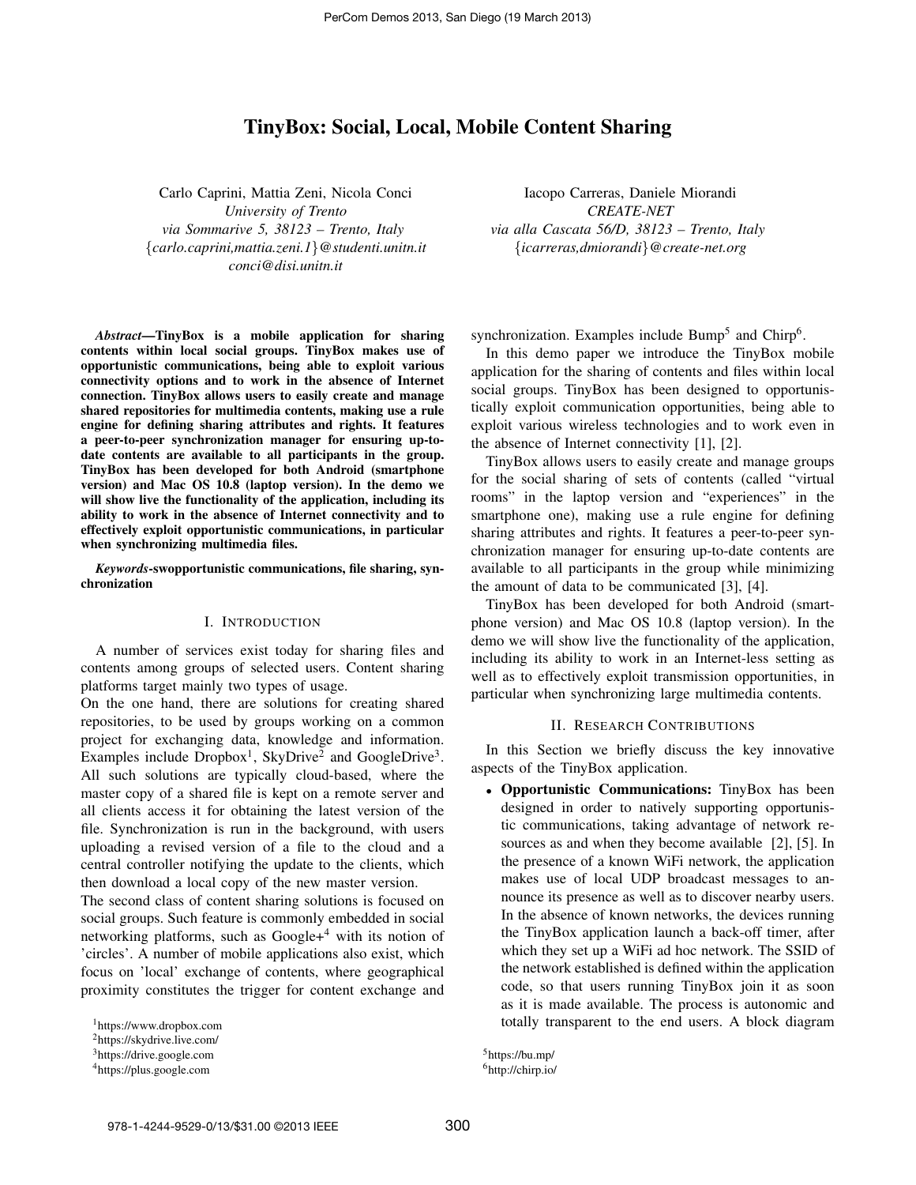# TinyBox: Social, Local, Mobile Content Sharing

Carlo Caprini, Mattia Zeni, Nicola Conci
*University of Trento*
*via Sommarive 5, 38123 – Trento, Italy*
{*carlo.caprini,mattia.zeni.1*}*@studenti.unitn.it*
*conci@disi.unitn.it*

Iacopo Carreras, Daniele Miorandi
*CREATE-NET*
*via alla Cascata 56/D, 38123 – Trento, Italy*
{*icarreras,dmiorandi*}*@create-net.org*

***Abstract*—TinyBox is a mobile application for sharing contents within local social groups. TinyBox makes use of opportunistic communications, being able to exploit various connectivity options and to work in the absence of Internet connection. TinyBox allows users to easily create and manage shared repositories for multimedia contents, making use a rule engine for defining sharing attributes and rights. It features a peer-to-peer synchronization manager for ensuring up-to-date contents are available to all participants in the group. TinyBox has been developed for both Android (smartphone version) and Mac OS 10.8 (laptop version). In the demo we will show live the functionality of the application, including its ability to work in the absence of Internet connectivity and to effectively exploit opportunistic communications, in particular when synchronizing multimedia files.**

***Keywords*-swopportunistic communications, file sharing, synchronization**

## I. Introduction

A number of services exist today for sharing files and contents among groups of selected users. Content sharing platforms target mainly two types of usage.

On the one hand, there are solutions for creating shared repositories, to be used by groups working on a common project for exchanging data, knowledge and information. Examples include Dropbox[1], SkyDrive[2] and GoogleDrive[3]. All such solutions are typically cloud-based, where the master copy of a shared file is kept on a remote server and all clients access it for obtaining the latest version of the file. Synchronization is run in the background, with users uploading a revised version of a file to the cloud and a central controller notifying the update to the clients, which then download a local copy of the new master version.

The second class of content sharing solutions is focused on social groups. Such feature is commonly embedded in social networking platforms, such as Google+[4] with its notion of 'circles'. A number of mobile applications also exist, which focus on 'local' exchange of contents, where geographical proximity constitutes the trigger for content exchange and synchronization. Examples include Bump[5] and Chirp[6].

In this demo paper we introduce the TinyBox mobile application for the sharing of contents and files within local social groups. TinyBox has been designed to opportunistically exploit communication opportunities, being able to exploit various wireless technologies and to work even in the absence of Internet connectivity [1], [2].

TinyBox allows users to easily create and manage groups for the social sharing of sets of contents (called "virtual rooms" in the laptop version and "experiences" in the smartphone one), making use a rule engine for defining sharing attributes and rights. It features a peer-to-peer synchronization manager for ensuring up-to-date contents are available to all participants in the group while minimizing the amount of data to be communicated [3], [4].

TinyBox has been developed for both Android (smartphone version) and Mac OS 10.8 (laptop version). In the demo we will show live the functionality of the application, including its ability to work in an Internet-less setting as well as to effectively exploit transmission opportunities, in particular when synchronizing large multimedia contents.

## II. Research Contributions

In this Section we briefly discuss the key innovative aspects of the TinyBox application.

- **Opportunistic Communications:** TinyBox has been designed in order to natively supporting opportunistic communications, taking advantage of network resources as and when they become available [2], [5]. In the presence of a known WiFi network, the application makes use of local UDP broadcast messages to announce its presence as well as to discover nearby users. In the absence of known networks, the devices running the TinyBox application launch a back-off timer, after which they set up a WiFi ad hoc network. The SSID of the network established is defined within the application code, so that users running TinyBox join it as soon as it is made available. The process is autonomic and totally transparent to the end users. A block diagram

[1]https://www.dropbox.com
[2]https://skydrive.live.com/
[3]https://drive.google.com
[4]https://plus.google.com
[5]https://bu.mp/
[6]http://chirp.io/

978-1-4244-9529-0/13/$31.00 ©2013 IEEE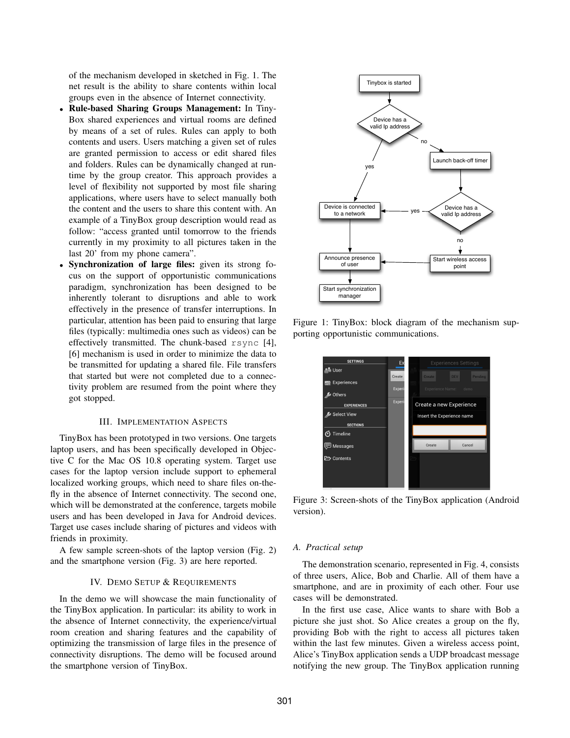of the mechanism developed in sketched in Fig. 1. The net result is the ability to share contents within local groups even in the absence of Internet connectivity.

- **Rule-based Sharing Groups Management:** In TinyBox shared experiences and virtual rooms are defined by means of a set of rules. Rules can apply to both contents and users. Users matching a given set of rules are granted permission to access or edit shared files and folders. Rules can be dynamically changed at runtime by the group creator. This approach provides a level of flexibility not supported by most file sharing applications, where users have to select manually both the content and the users to share this content with. An example of a TinyBox group description would read as follow: "access granted until tomorrow to the friends currently in my proximity to all pictures taken in the last 20' from my phone camera".
- **Synchronization of large files:** given its strong focus on the support of opportunistic communications paradigm, synchronization has been designed to be inherently tolerant to disruptions and able to work effectively in the presence of transfer interruptions. In particular, attention has been paid to ensuring that large files (typically: multimedia ones such as videos) can be effectively transmitted. The chunk-based `rsync` [4], [6] mechanism is used in order to minimize the data to be transmitted for updating a shared file. File transfers that started but were not completed due to a connectivity problem are resumed from the point where they got stopped.

## III. Implementation Aspects

TinyBox has been prototyped in two versions. One targets laptop users, and has been specifically developed in Objective C for the Mac OS 10.8 operating system. Target use cases for the laptop version include support to ephemeral localized working groups, which need to share files on-the-fly in the absence of Internet connectivity. The second one, which will be demonstrated at the conference, targets mobile users and has been developed in Java for Android devices. Target use cases include sharing of pictures and videos with friends in proximity.

A few sample screen-shots of the laptop version (Fig. 2) and the smartphone version (Fig. 3) are here reported.

## IV. Demo Setup & Requirements

In the demo we will showcase the main functionality of the TinyBox application. In particular: its ability to work in the absence of Internet connectivity, the experience/virtual room creation and sharing features and the capability of optimizing the transmission of large files in the presence of connectivity disruptions. The demo will be focused around the smartphone version of TinyBox.

Figure 1: TinyBox: block diagram of the mechanism supporting opportunistic communications.

Figure 3: Screen-shots of the TinyBox application (Android version).

### A. Practical setup

The demonstration scenario, represented in Fig. 4, consists of three users, Alice, Bob and Charlie. All of them have a smartphone, and are in proximity of each other. Four use cases will be demonstrated.

In the first use case, Alice wants to share with Bob a picture she just shot. So Alice creates a group on the fly, providing Bob with the right to access all pictures taken within the last few minutes. Given a wireless access point, Alice's TinyBox application sends a UDP broadcast message notifying the new group. The TinyBox application running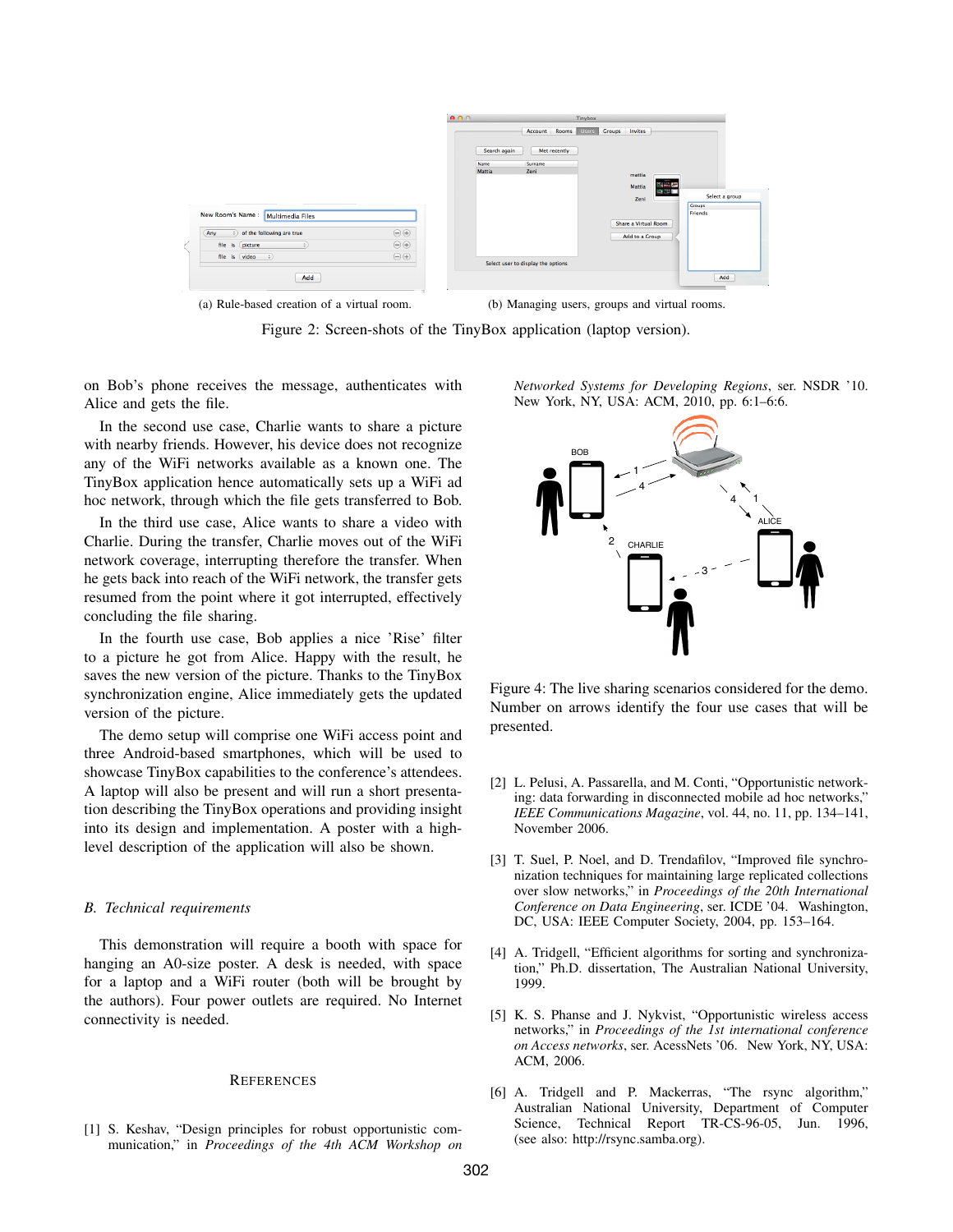(a) Rule-based creation of a virtual room.

(b) Managing users, groups and virtual rooms.

Figure 2: Screen-shots of the TinyBox application (laptop version).

on Bob's phone receives the message, authenticates with Alice and gets the file.

In the second use case, Charlie wants to share a picture with nearby friends. However, his device does not recognize any of the WiFi networks available as a known one. The TinyBox application hence automatically sets up a WiFi ad hoc network, through which the file gets transferred to Bob.

In the third use case, Alice wants to share a video with Charlie. During the transfer, Charlie moves out of the WiFi network coverage, interrupting therefore the transfer. When he gets back into reach of the WiFi network, the transfer gets resumed from the point where it got interrupted, effectively concluding the file sharing.

In the fourth use case, Bob applies a nice 'Rise' filter to a picture he got from Alice. Happy with the result, he saves the new version of the picture. Thanks to the TinyBox synchronization engine, Alice immediately gets the updated version of the picture.

The demo setup will comprise one WiFi access point and three Android-based smartphones, which will be used to showcase TinyBox capabilities to the conference's attendees. A laptop will also be present and will run a short presentation describing the TinyBox operations and providing insight into its design and implementation. A poster with a high-level description of the application will also be shown.

### B. Technical requirements

This demonstration will require a booth with space for hanging an A0-size poster. A desk is needed, with space for a laptop and a WiFi router (both will be brought by the authors). Four power outlets are required. No Internet connectivity is needed.

BOB

ALICE

CHARLIE

1

4

4

1

2

3

Figure 4: The live sharing scenarios considered for the demo. Number on arrows identify the four use cases that will be presented.

## References

[1] S. Keshav, "Design principles for robust opportunistic communication," in *Proceedings of the 4th ACM Workshop on Networked Systems for Developing Regions*, ser. NSDR '10. New York, NY, USA: ACM, 2010, pp. 6:1–6:6.

[2] L. Pelusi, A. Passarella, and M. Conti, "Opportunistic networking: data forwarding in disconnected mobile ad hoc networks," *IEEE Communications Magazine*, vol. 44, no. 11, pp. 134–141, November 2006.

[3] T. Suel, P. Noel, and D. Trendafilov, "Improved file synchronization techniques for maintaining large replicated collections over slow networks," in *Proceedings of the 20th International Conference on Data Engineering*, ser. ICDE '04. Washington, DC, USA: IEEE Computer Society, 2004, pp. 153–164.

[4] A. Tridgell, "Efficient algorithms for sorting and synchronization," Ph.D. dissertation, The Australian National University, 1999.

[5] K. S. Phanse and J. Nykvist, "Opportunistic wireless access networks," in *Proceedings of the 1st international conference on Access networks*, ser. AcessNets '06. New York, NY, USA: ACM, 2006.

[6] A. Tridgell and P. Mackerras, "The rsync algorithm," Australian National University, Department of Computer Science, Technical Report TR-CS-96-05, Jun. 1996, (see also: http://rsync.samba.org).